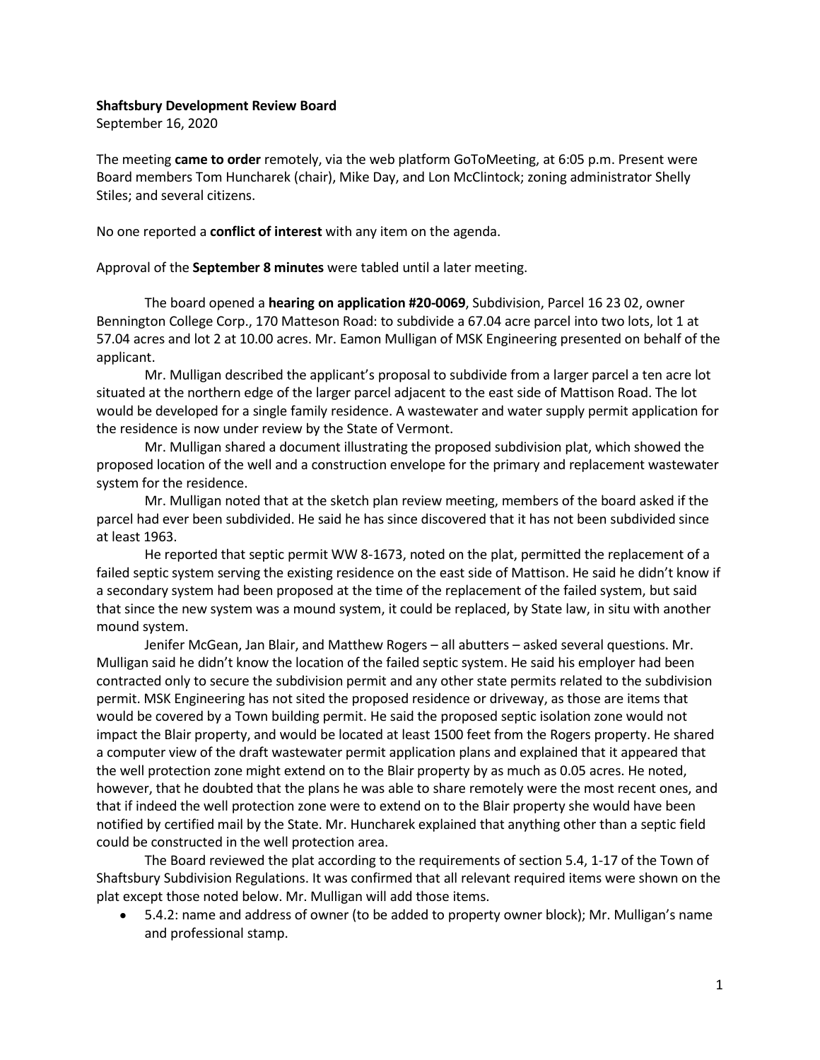**Shaftsbury Development Review Board**
September 16, 2020

The meeting **came to order** remotely, via the web platform GoToMeeting, at 6:05 p.m. Present were Board members Tom Huncharek (chair), Mike Day, and Lon McClintock; zoning administrator Shelly Stiles; and several citizens.

No one reported a **conflict of interest** with any item on the agenda.

Approval of the **September 8 minutes** were tabled until a later meeting.

The board opened a **hearing on application #20-0069**, Subdivision, Parcel 16 23 02, owner Bennington College Corp., 170 Matteson Road: to subdivide a 67.04 acre parcel into two lots, lot 1 at 57.04 acres and lot 2 at 10.00 acres. Mr. Eamon Mulligan of MSK Engineering presented on behalf of the applicant.

Mr. Mulligan described the applicant's proposal to subdivide from a larger parcel a ten acre lot situated at the northern edge of the larger parcel adjacent to the east side of Mattison Road. The lot would be developed for a single family residence. A wastewater and water supply permit application for the residence is now under review by the State of Vermont.

Mr. Mulligan shared a document illustrating the proposed subdivision plat, which showed the proposed location of the well and a construction envelope for the primary and replacement wastewater system for the residence.

Mr. Mulligan noted that at the sketch plan review meeting, members of the board asked if the parcel had ever been subdivided. He said he has since discovered that it has not been subdivided since at least 1963.

He reported that septic permit WW 8-1673, noted on the plat, permitted the replacement of a failed septic system serving the existing residence on the east side of Mattison. He said he didn't know if a secondary system had been proposed at the time of the replacement of the failed system, but said that since the new system was a mound system, it could be replaced, by State law, in situ with another mound system.

Jenifer McGean, Jan Blair, and Matthew Rogers – all abutters – asked several questions. Mr. Mulligan said he didn't know the location of the failed septic system. He said his employer had been contracted only to secure the subdivision permit and any other state permits related to the subdivision permit. MSK Engineering has not sited the proposed residence or driveway, as those are items that would be covered by a Town building permit. He said the proposed septic isolation zone would not impact the Blair property, and would be located at least 1500 feet from the Rogers property. He shared a computer view of the draft wastewater permit application plans and explained that it appeared that the well protection zone might extend on to the Blair property by as much as 0.05 acres. He noted, however, that he doubted that the plans he was able to share remotely were the most recent ones, and that if indeed the well protection zone were to extend on to the Blair property she would have been notified by certified mail by the State. Mr. Huncharek explained that anything other than a septic field could be constructed in the well protection area.

The Board reviewed the plat according to the requirements of section 5.4, 1-17 of the Town of Shaftsbury Subdivision Regulations. It was confirmed that all relevant required items were shown on the plat except those noted below. Mr. Mulligan will add those items.

- 5.4.2: name and address of owner (to be added to property owner block); Mr. Mulligan's name and professional stamp.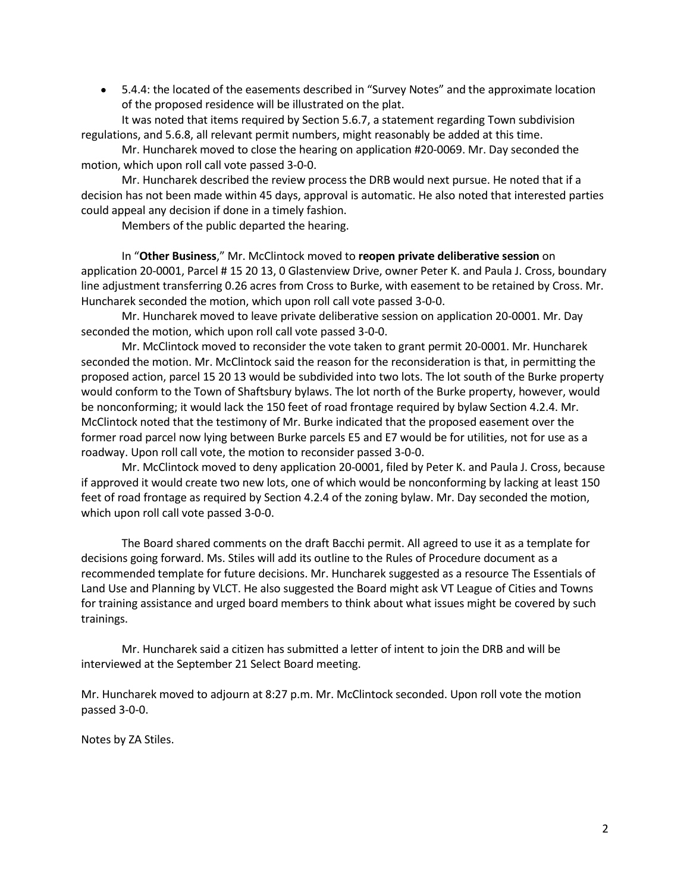- 5.4.4: the located of the easements described in "Survey Notes" and the approximate location of the proposed residence will be illustrated on the plat.

It was noted that items required by Section 5.6.7, a statement regarding Town subdivision regulations, and 5.6.8, all relevant permit numbers, might reasonably be added at this time.

Mr. Huncharek moved to close the hearing on application #20-0069. Mr. Day seconded the motion, which upon roll call vote passed 3-0-0.

Mr. Huncharek described the review process the DRB would next pursue. He noted that if a decision has not been made within 45 days, approval is automatic. He also noted that interested parties could appeal any decision if done in a timely fashion.

Members of the public departed the hearing.

In "**Other Business**," Mr. McClintock moved to **reopen private deliberative session** on application 20-0001, Parcel # 15 20 13, 0 Glastenview Drive, owner Peter K. and Paula J. Cross, boundary line adjustment transferring 0.26 acres from Cross to Burke, with easement to be retained by Cross. Mr. Huncharek seconded the motion, which upon roll call vote passed 3-0-0.

Mr. Huncharek moved to leave private deliberative session on application 20-0001. Mr. Day seconded the motion, which upon roll call vote passed 3-0-0.

Mr. McClintock moved to reconsider the vote taken to grant permit 20-0001. Mr. Huncharek seconded the motion. Mr. McClintock said the reason for the reconsideration is that, in permitting the proposed action, parcel 15 20 13 would be subdivided into two lots. The lot south of the Burke property would conform to the Town of Shaftsbury bylaws. The lot north of the Burke property, however, would be nonconforming; it would lack the 150 feet of road frontage required by bylaw Section 4.2.4. Mr. McClintock noted that the testimony of Mr. Burke indicated that the proposed easement over the former road parcel now lying between Burke parcels E5 and E7 would be for utilities, not for use as a roadway. Upon roll call vote, the motion to reconsider passed 3-0-0.

Mr. McClintock moved to deny application 20-0001, filed by Peter K. and Paula J. Cross, because if approved it would create two new lots, one of which would be nonconforming by lacking at least 150 feet of road frontage as required by Section 4.2.4 of the zoning bylaw. Mr. Day seconded the motion, which upon roll call vote passed 3-0-0.

The Board shared comments on the draft Bacchi permit. All agreed to use it as a template for decisions going forward. Ms. Stiles will add its outline to the Rules of Procedure document as a recommended template for future decisions. Mr. Huncharek suggested as a resource The Essentials of Land Use and Planning by VLCT. He also suggested the Board might ask VT League of Cities and Towns for training assistance and urged board members to think about what issues might be covered by such trainings.

Mr. Huncharek said a citizen has submitted a letter of intent to join the DRB and will be interviewed at the September 21 Select Board meeting.

Mr. Huncharek moved to adjourn at 8:27 p.m. Mr. McClintock seconded. Upon roll vote the motion passed 3-0-0.

Notes by ZA Stiles.